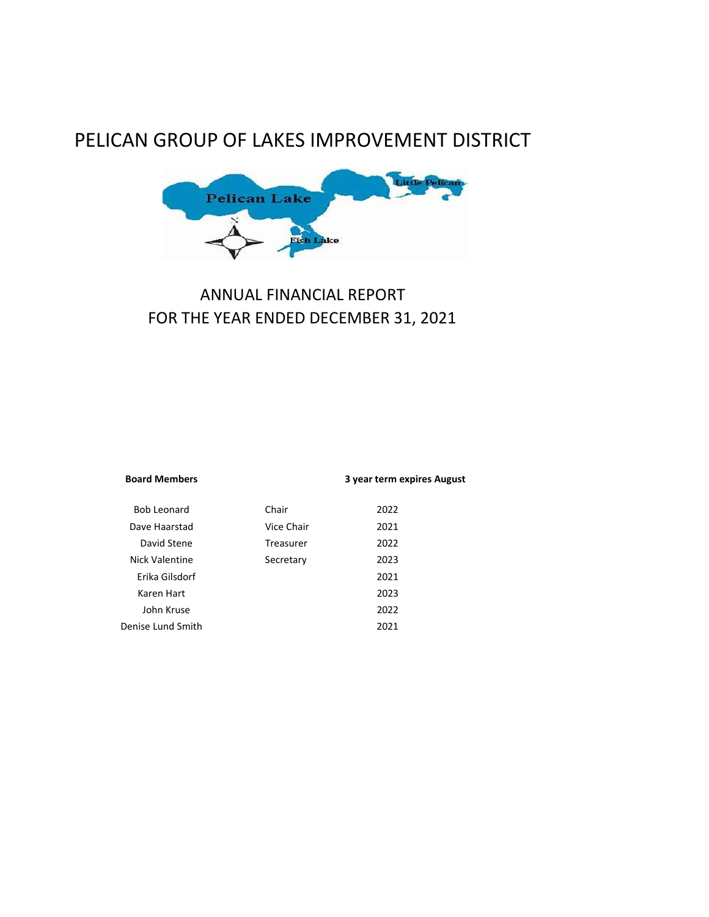# PELICAN GROUP OF LAKES IMPROVEMENT DISTRICT

## ANNUAL FINANCIAL REPORT
## FOR THE YEAR ENDED DECEMBER 31, 2021

| **Board Members** | | **3 year term expires August** |
|---|---|---|
| Bob Leonard | Chair | 2022 |
| Dave Haarstad | Vice Chair | 2021 |
| David Stene | Treasurer | 2022 |
| Nick Valentine | Secretary | 2023 |
| Erika Gilsdorf | | 2021 |
| Karen Hart | | 2023 |
| John Kruse | | 2022 |
| Denise Lund Smith | | 2021 |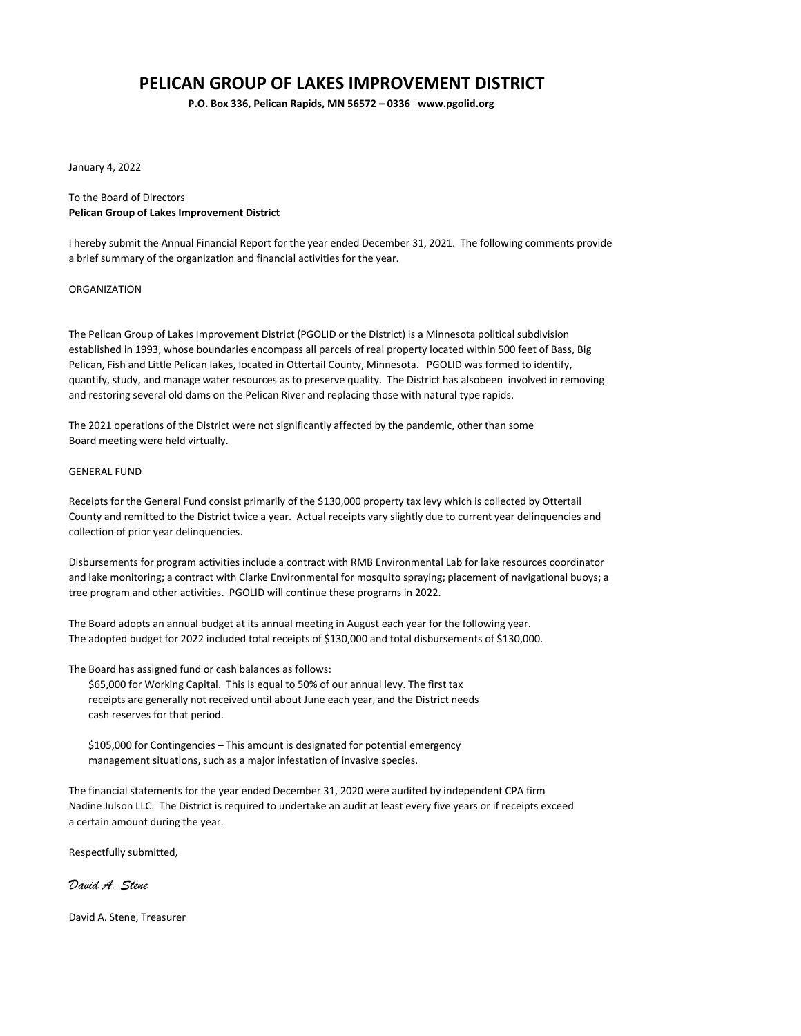# PELICAN GROUP OF LAKES IMPROVEMENT DISTRICT

**P.O. Box 336, Pelican Rapids, MN 56572 – 0336 www.pgolid.org**

January 4, 2022

To the Board of Directors
**Pelican Group of Lakes Improvement District**

I hereby submit the Annual Financial Report for the year ended December 31, 2021. The following comments provide a brief summary of the organization and financial activities for the year.

ORGANIZATION

The Pelican Group of Lakes Improvement District (PGOLID or the District) is a Minnesota political subdivision established in 1993, whose boundaries encompass all parcels of real property located within 500 feet of Bass, Big Pelican, Fish and Little Pelican lakes, located in Ottertail County, Minnesota. PGOLID was formed to identify, quantify, study, and manage water resources as to preserve quality. The District has alsobeen involved in removing and restoring several old dams on the Pelican River and replacing those with natural type rapids.

The 2021 operations of the District were not significantly affected by the pandemic, other than some Board meeting were held virtually.

GENERAL FUND

Receipts for the General Fund consist primarily of the $130,000 property tax levy which is collected by Ottertail County and remitted to the District twice a year. Actual receipts vary slightly due to current year delinquencies and collection of prior year delinquencies.

Disbursements for program activities include a contract with RMB Environmental Lab for lake resources coordinator and lake monitoring; a contract with Clarke Environmental for mosquito spraying; placement of navigational buoys; a tree program and other activities. PGOLID will continue these programs in 2022.

The Board adopts an annual budget at its annual meeting in August each year for the following year. The adopted budget for 2022 included total receipts of $130,000 and total disbursements of $130,000.

The Board has assigned fund or cash balances as follows:

$65,000 for Working Capital. This is equal to 50% of our annual levy. The first tax receipts are generally not received until about June each year, and the District needs cash reserves for that period.

$105,000 for Contingencies – This amount is designated for potential emergency management situations, such as a major infestation of invasive species.

The financial statements for the year ended December 31, 2020 were audited by independent CPA firm Nadine Julson LLC. The District is required to undertake an audit at least every five years or if receipts exceed a certain amount during the year.

Respectfully submitted,

*David A. Stene*

David A. Stene, Treasurer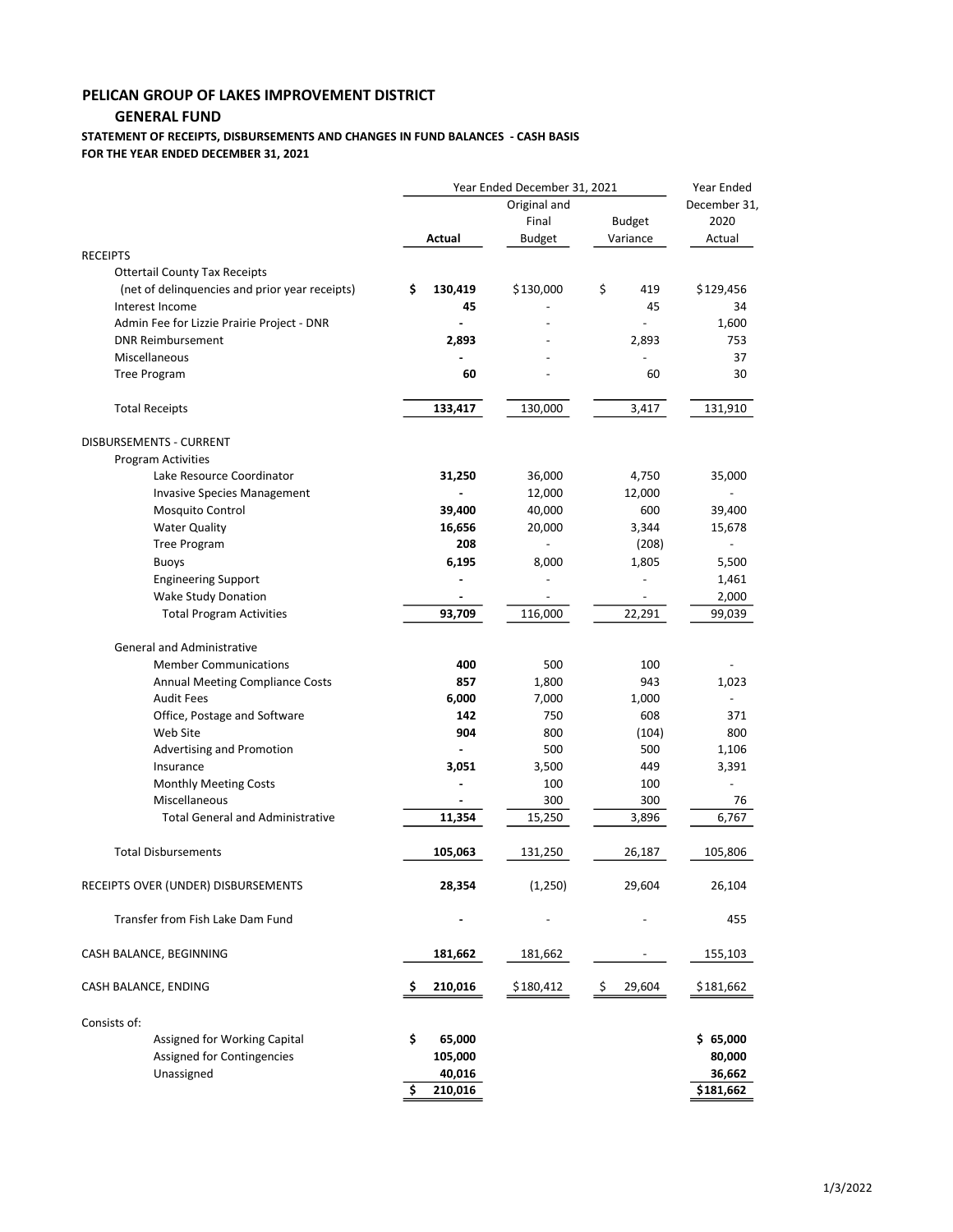# PELICAN GROUP OF LAKES IMPROVEMENT DISTRICT

## GENERAL FUND

**STATEMENT OF RECEIPTS, DISBURSEMENTS AND CHANGES IN FUND BALANCES - CASH BASIS**
**FOR THE YEAR ENDED DECEMBER 31, 2021**

| | Year Ended December 31, 2021 | | | Year Ended December 31, 2020 |
|---|---|---|---|---|
| | **Actual** | Original and Final Budget | Budget Variance | Actual |
| RECEIPTS | | | | |
| Ottertail County Tax Receipts | | | | |
| (net of delinquencies and prior year receipts) | **$ 130,419** | $130,000 | $ 419 | $129,456 |
| Interest Income | **45** | - | 45 | 34 |
| Admin Fee for Lizzie Prairie Project - DNR | **-** | - | - | 1,600 |
| DNR Reimbursement | **2,893** | - | 2,893 | 753 |
| Miscellaneous | **-** | - | - | 37 |
| Tree Program | **60** | - | 60 | 30 |
| Total Receipts | **133,417** | 130,000 | 3,417 | 131,910 |
| DISBURSEMENTS - CURRENT | | | | |
| Program Activities | | | | |
| Lake Resource Coordinator | **31,250** | 36,000 | 4,750 | 35,000 |
| Invasive Species Management | **-** | 12,000 | 12,000 | - |
| Mosquito Control | **39,400** | 40,000 | 600 | 39,400 |
| Water Quality | **16,656** | 20,000 | 3,344 | 15,678 |
| Tree Program | **208** | - | (208) | - |
| Buoys | **6,195** | 8,000 | 1,805 | 5,500 |
| Engineering Support | **-** | - | - | 1,461 |
| Wake Study Donation | **-** | - | - | 2,000 |
| Total Program Activities | **93,709** | 116,000 | 22,291 | 99,039 |
| General and Administrative | | | | |
| Member Communications | **400** | 500 | 100 | - |
| Annual Meeting Compliance Costs | **857** | 1,800 | 943 | 1,023 |
| Audit Fees | **6,000** | 7,000 | 1,000 | - |
| Office, Postage and Software | **142** | 750 | 608 | 371 |
| Web Site | **904** | 800 | (104) | 800 |
| Advertising and Promotion | **-** | 500 | 500 | 1,106 |
| Insurance | **3,051** | 3,500 | 449 | 3,391 |
| Monthly Meeting Costs | **-** | 100 | 100 | - |
| Miscellaneous | **-** | 300 | 300 | 76 |
| Total General and Administrative | **11,354** | 15,250 | 3,896 | 6,767 |
| Total Disbursements | **105,063** | 131,250 | 26,187 | 105,806 |
| RECEIPTS OVER (UNDER) DISBURSEMENTS | **28,354** | (1,250) | 29,604 | 26,104 |
| Transfer from Fish Lake Dam Fund | **-** | - | - | 455 |
| CASH BALANCE, BEGINNING | **181,662** | 181,662 | - | 155,103 |
| CASH BALANCE, ENDING | **$ 210,016** | $180,412 | $ 29,604 | $181,662 |
| Consists of: | | | | |
| Assigned for Working Capital | **$ 65,000** | | | **$ 65,000** |
| Assigned for Contingencies | **105,000** | | | **80,000** |
| Unassigned | **40,016** | | | **36,662** |
| | **$ 210,016** | | | **$181,662** |

1/3/2022